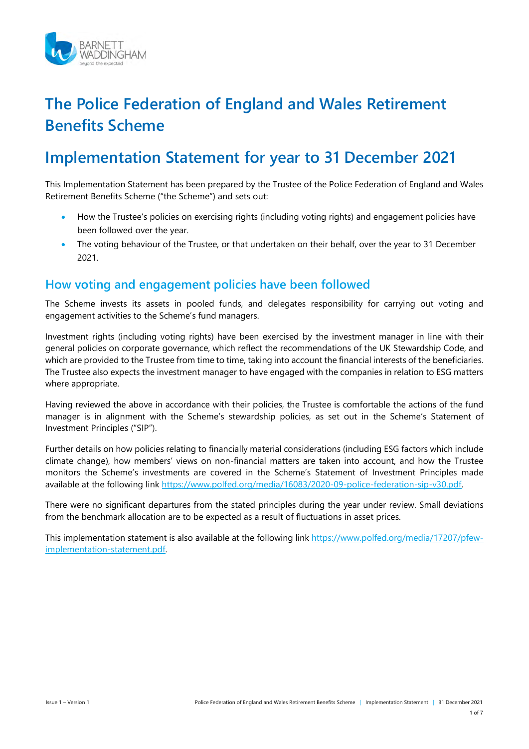# The Police Federation of England and Wales Retirement Benefits Scheme

# Implementation Statement for year to 31 December 2021

This Implementation Statement has been prepared by the Trustee of the Police Federation of England and Wales Retirement Benefits Scheme ("the Scheme") and sets out:

- How the Trustee's policies on exercising rights (including voting rights) and engagement policies have been followed over the year.
- The voting behaviour of the Trustee, or that undertaken on their behalf, over the year to 31 December 2021.

## How voting and engagement policies have been followed

The Scheme invests its assets in pooled funds, and delegates responsibility for carrying out voting and engagement activities to the Scheme's fund managers.

Investment rights (including voting rights) have been exercised by the investment manager in line with their general policies on corporate governance, which reflect the recommendations of the UK Stewardship Code, and which are provided to the Trustee from time to time, taking into account the financial interests of the beneficiaries. The Trustee also expects the investment manager to have engaged with the companies in relation to ESG matters where appropriate.

Having reviewed the above in accordance with their policies, the Trustee is comfortable the actions of the fund manager is in alignment with the Scheme's stewardship policies, as set out in the Scheme's Statement of Investment Principles ("SIP").

Further details on how policies relating to financially material considerations (including ESG factors which include climate change), how members' views on non-financial matters are taken into account, and how the Trustee monitors the Scheme's investments are covered in the Scheme's Statement of Investment Principles made available at the following link https://www.polfed.org/media/16083/2020-09-police-federation-sip-v30.pdf.

There were no significant departures from the stated principles during the year under review. Small deviations from the benchmark allocation are to be expected as a result of fluctuations in asset prices.

This implementation statement is also available at the following link https://www.polfed.org/media/17207/pfew-implementation-statement.pdf.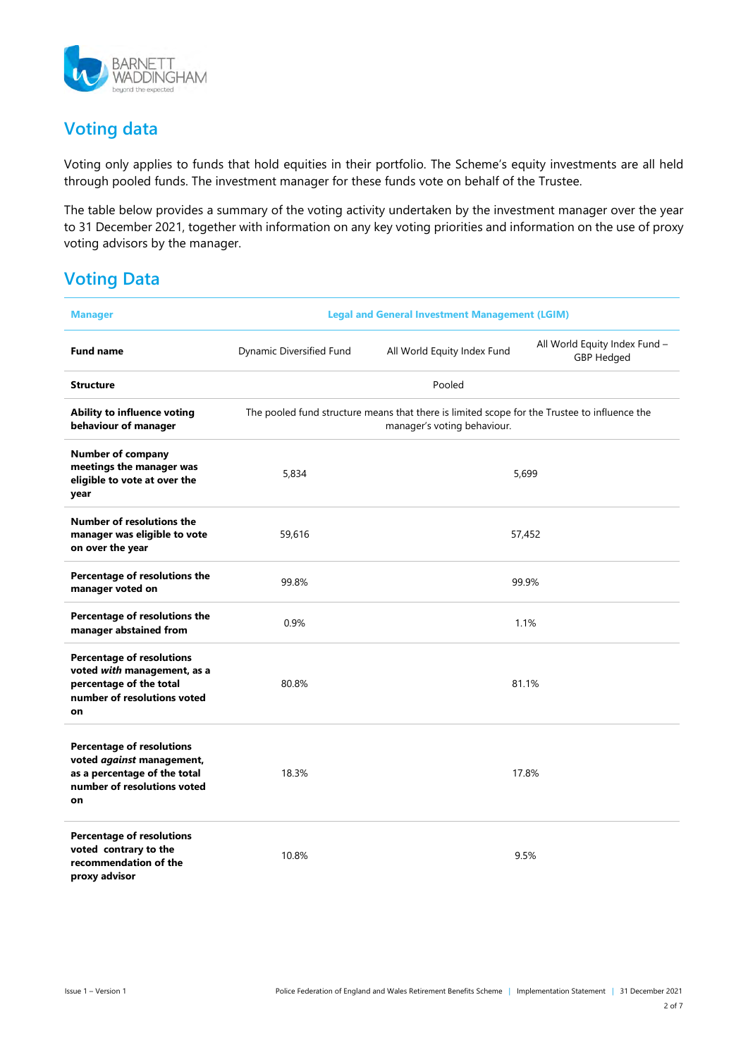## Voting data

Voting only applies to funds that hold equities in their portfolio. The Scheme's equity investments are all held through pooled funds. The investment manager for these funds vote on behalf of the Trustee.

The table below provides a summary of the voting activity undertaken by the investment manager over the year to 31 December 2021, together with information on any key voting priorities and information on the use of proxy voting advisors by the manager.

## Voting Data

| **Manager** | **Legal and General Investment Management (LGIM)** | | |
|---|---|---|---|
| **Fund name** | Dynamic Diversified Fund | All World Equity Index Fund | All World Equity Index Fund – GBP Hedged |
| **Structure** | Pooled | | |
| **Ability to influence voting behaviour of manager** | The pooled fund structure means that there is limited scope for the Trustee to influence the manager's voting behaviour. | | |
| **Number of company meetings the manager was eligible to vote at over the year** | 5,834 | 5,699 | |
| **Number of resolutions the manager was eligible to vote on over the year** | 59,616 | 57,452 | |
| **Percentage of resolutions the manager voted on** | 99.8% | 99.9% | |
| **Percentage of resolutions the manager abstained from** | 0.9% | 1.1% | |
| **Percentage of resolutions voted *with* management, as a percentage of the total number of resolutions voted on** | 80.8% | 81.1% | |
| **Percentage of resolutions voted *against* management, as a percentage of the total number of resolutions voted on** | 18.3% | 17.8% | |
| **Percentage of resolutions voted contrary to the recommendation of the proxy advisor** | 10.8% | 9.5% | |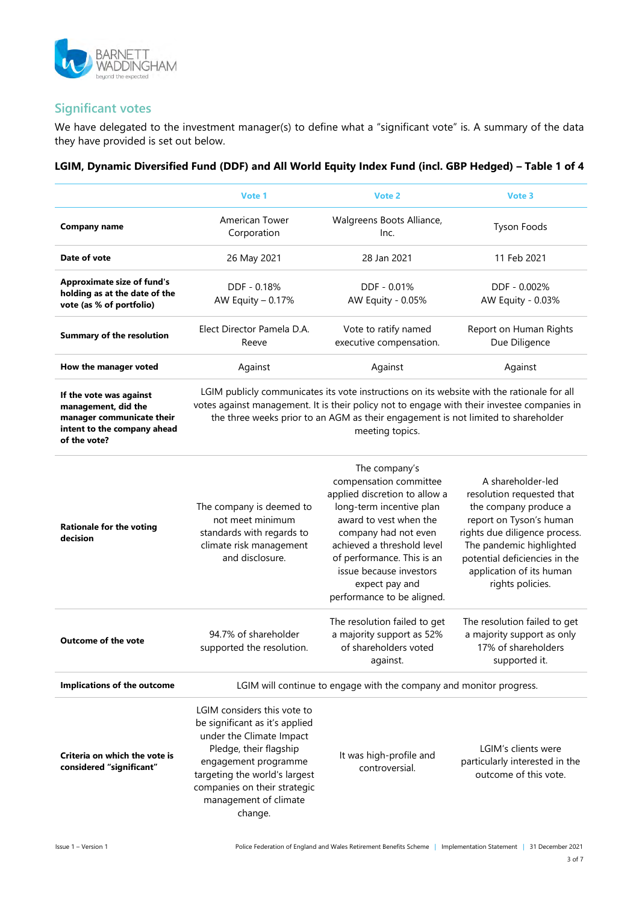## Significant votes

We have delegated to the investment manager(s) to define what a "significant vote" is. A summary of the data they have provided is set out below.

**LGIM, Dynamic Diversified Fund (DDF) and All World Equity Index Fund (incl. GBP Hedged) – Table 1 of 4**

| | Vote 1 | Vote 2 | Vote 3 |
|---|---|---|---|
| **Company name** | American Tower Corporation | Walgreens Boots Alliance, Inc. | Tyson Foods |
| **Date of vote** | 26 May 2021 | 28 Jan 2021 | 11 Feb 2021 |
| **Approximate size of fund's holding as at the date of the vote (as % of portfolio)** | DDF - 0.18%<br>AW Equity – 0.17% | DDF - 0.01%<br>AW Equity - 0.05% | DDF - 0.002%<br>AW Equity - 0.03% |
| **Summary of the resolution** | Elect Director Pamela D.A. Reeve | Vote to ratify named executive compensation. | Report on Human Rights Due Diligence |
| **How the manager voted** | Against | Against | Against |
| **If the vote was against management, did the manager communicate their intent to the company ahead of the vote?** | LGIM publicly communicates its vote instructions on its website with the rationale for all votes against management. It is their policy not to engage with their investee companies in the three weeks prior to an AGM as their engagement is not limited to shareholder meeting topics. | | |
| **Rationale for the voting decision** | The company is deemed to not meet minimum standards with regards to climate risk management and disclosure. | The company's compensation committee applied discretion to allow a long-term incentive plan award to vest when the company had not even achieved a threshold level of performance. This is an issue because investors expect pay and performance to be aligned. | A shareholder-led resolution requested that the company produce a report on Tyson's human rights due diligence process. The pandemic highlighted potential deficiencies in the application of its human rights policies. |
| **Outcome of the vote** | 94.7% of shareholder supported the resolution. | The resolution failed to get a majority support as 52% of shareholders voted against. | The resolution failed to get a majority support as only 17% of shareholders supported it. |
| **Implications of the outcome** | LGIM will continue to engage with the company and monitor progress. | | |
| **Criteria on which the vote is considered "significant"** | LGIM considers this vote to be significant as it's applied under the Climate Impact Pledge, their flagship engagement programme targeting the world's largest companies on their strategic management of climate change. | It was high-profile and controversial. | LGIM's clients were particularly interested in the outcome of this vote. |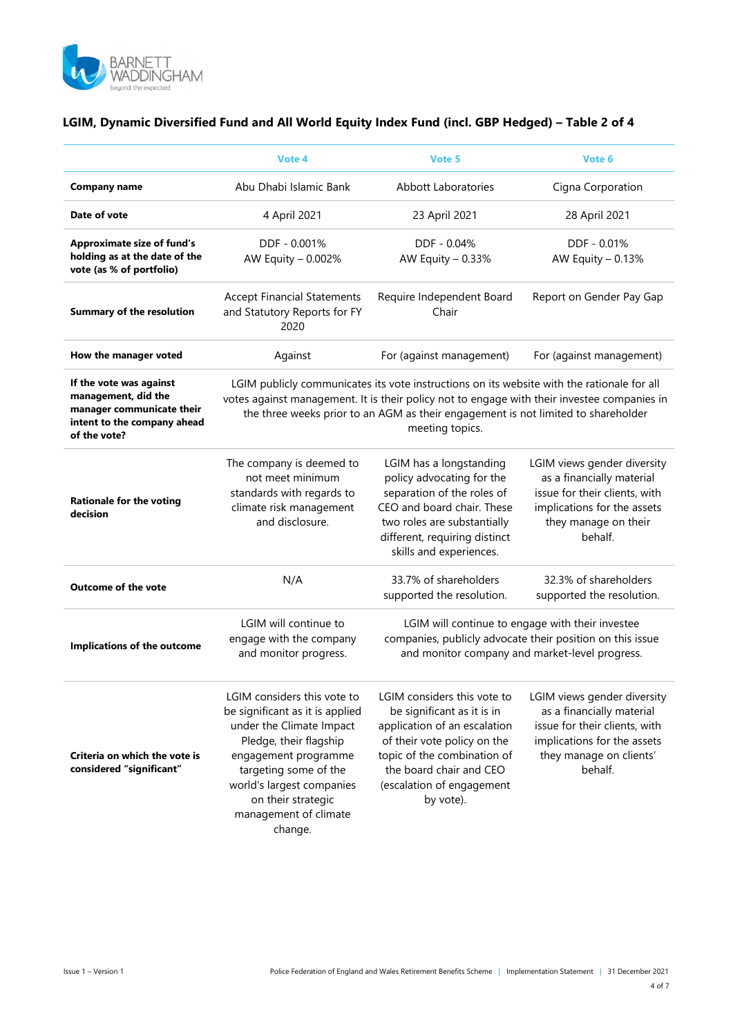## LGIM, Dynamic Diversified Fund and All World Equity Index Fund (incl. GBP Hedged) – Table 2 of 4

| | Vote 4 | Vote 5 | Vote 6 |
|---|---|---|---|
| **Company name** | Abu Dhabi Islamic Bank | Abbott Laboratories | Cigna Corporation |
| **Date of vote** | 4 April 2021 | 23 April 2021 | 28 April 2021 |
| **Approximate size of fund's holding as at the date of the vote (as % of portfolio)** | DDF - 0.001%<br>AW Equity – 0.002% | DDF - 0.04%<br>AW Equity – 0.33% | DDF - 0.01%<br>AW Equity – 0.13% |
| **Summary of the resolution** | Accept Financial Statements and Statutory Reports for FY 2020 | Require Independent Board Chair | Report on Gender Pay Gap |
| **How the manager voted** | Against | For (against management) | For (against management) |
| **If the vote was against management, did the manager communicate their intent to the company ahead of the vote?** | LGIM publicly communicates its vote instructions on its website with the rationale for all votes against management. It is their policy not to engage with their investee companies in the three weeks prior to an AGM as their engagement is not limited to shareholder meeting topics. | | |
| **Rationale for the voting decision** | The company is deemed to not meet minimum standards with regards to climate risk management and disclosure. | LGIM has a longstanding policy advocating for the separation of the roles of CEO and board chair. These two roles are substantially different, requiring distinct skills and experiences. | LGIM views gender diversity as a financially material issue for their clients, with implications for the assets they manage on their behalf. |
| **Outcome of the vote** | N/A | 33.7% of shareholders supported the resolution. | 32.3% of shareholders supported the resolution. |
| **Implications of the outcome** | LGIM will continue to engage with the company and monitor progress. | LGIM will continue to engage with their investee companies, publicly advocate their position on this issue and monitor company and market-level progress. | |
| **Criteria on which the vote is considered "significant"** | LGIM considers this vote to be significant as it is applied under the Climate Impact Pledge, their flagship engagement programme targeting some of the world's largest companies on their strategic management of climate change. | LGIM considers this vote to be significant as it is in application of an escalation of their vote policy on the topic of the combination of the board chair and CEO (escalation of engagement by vote). | LGIM views gender diversity as a financially material issue for their clients, with implications for the assets they manage on clients' behalf. |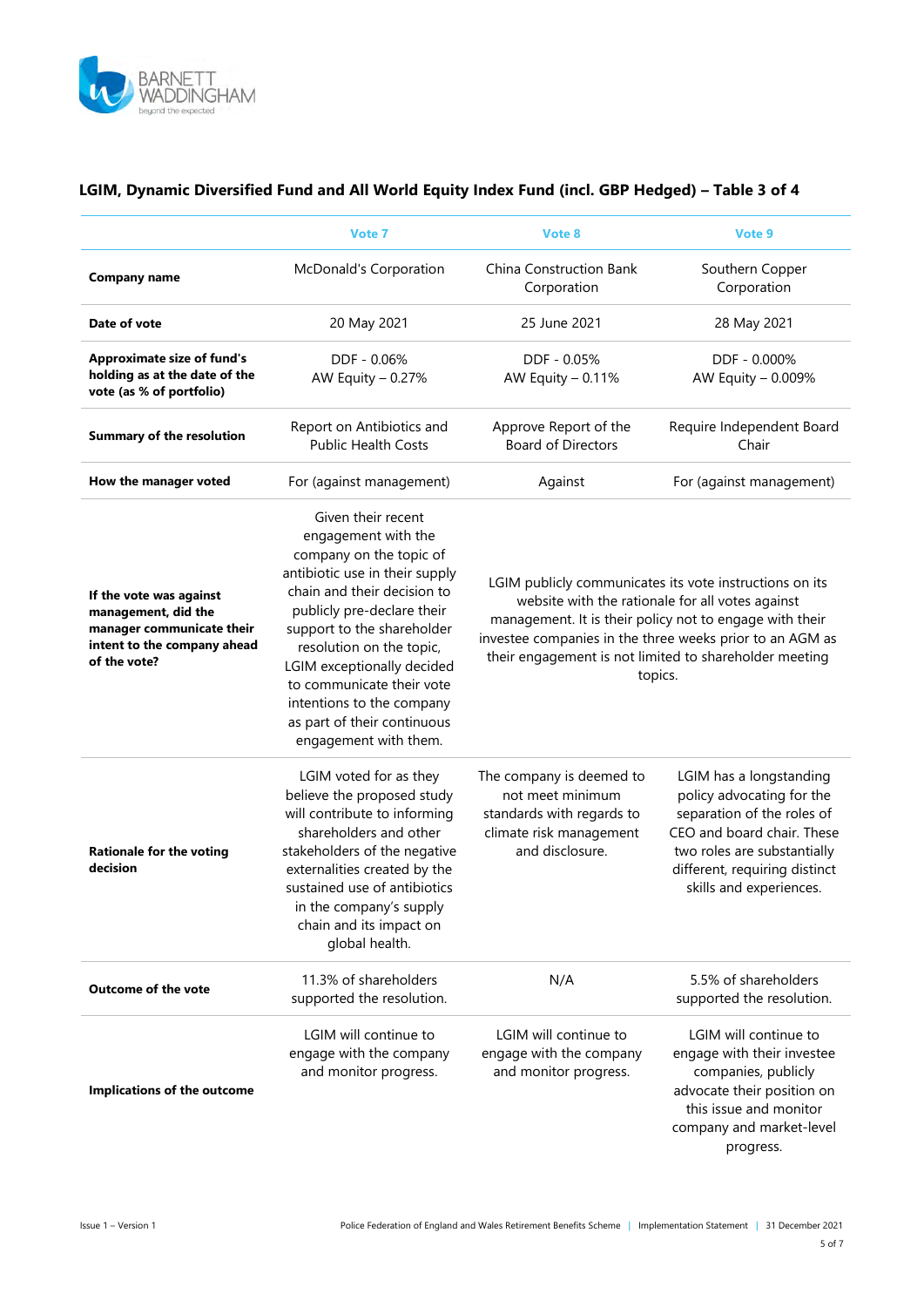## LGIM, Dynamic Diversified Fund and All World Equity Index Fund (incl. GBP Hedged) – Table 3 of 4

| | Vote 7 | Vote 8 | Vote 9 |
|---|---|---|---|
| **Company name** | McDonald's Corporation | China Construction Bank Corporation | Southern Copper Corporation |
| **Date of vote** | 20 May 2021 | 25 June 2021 | 28 May 2021 |
| **Approximate size of fund's holding as at the date of the vote (as % of portfolio)** | DDF - 0.06%<br>AW Equity – 0.27% | DDF - 0.05%<br>AW Equity – 0.11% | DDF - 0.000%<br>AW Equity – 0.009% |
| **Summary of the resolution** | Report on Antibiotics and Public Health Costs | Approve Report of the Board of Directors | Require Independent Board Chair |
| **How the manager voted** | For (against management) | Against | For (against management) |
| **If the vote was against management, did the manager communicate their intent to the company ahead of the vote?** | Given their recent engagement with the company on the topic of antibiotic use in their supply chain and their decision to publicly pre-declare their support to the shareholder resolution on the topic, LGIM exceptionally decided to communicate their vote intentions to the company as part of their continuous engagement with them. | LGIM publicly communicates its vote instructions on its website with the rationale for all votes against management. It is their policy not to engage with their investee companies in the three weeks prior to an AGM as their engagement is not limited to shareholder meeting topics. | |
| **Rationale for the voting decision** | LGIM voted for as they believe the proposed study will contribute to informing shareholders and other stakeholders of the negative externalities created by the sustained use of antibiotics in the company's supply chain and its impact on global health. | The company is deemed to not meet minimum standards with regards to climate risk management and disclosure. | LGIM has a longstanding policy advocating for the separation of the roles of CEO and board chair. These two roles are substantially different, requiring distinct skills and experiences. |
| **Outcome of the vote** | 11.3% of shareholders supported the resolution. | N/A | 5.5% of shareholders supported the resolution. |
| **Implications of the outcome** | LGIM will continue to engage with the company and monitor progress. | LGIM will continue to engage with the company and monitor progress. | LGIM will continue to engage with their investee companies, publicly advocate their position on this issue and monitor company and market-level progress. |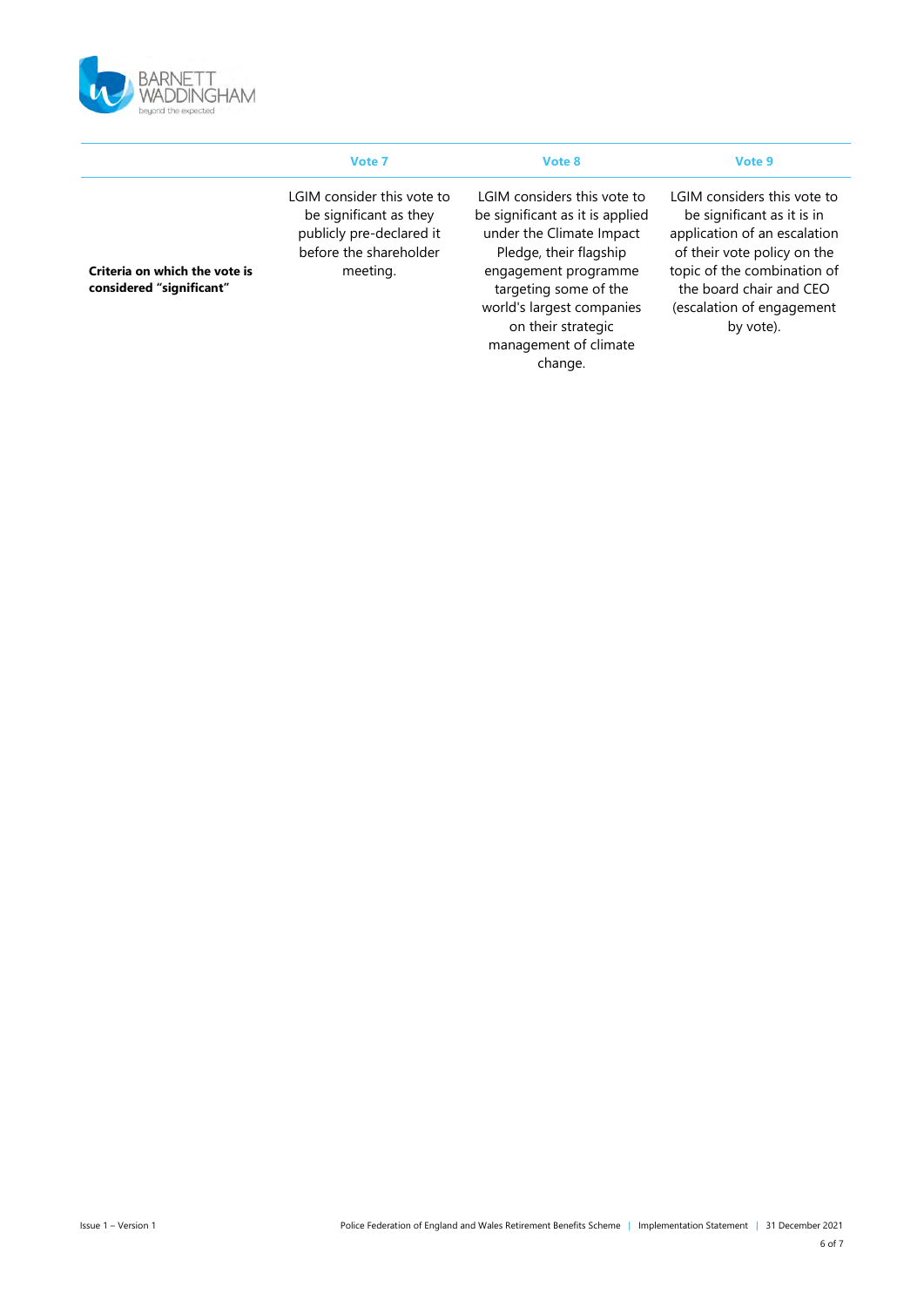| | Vote 7 | Vote 8 | Vote 9 |
|---|---|---|---|
| **Criteria on which the vote is considered "significant"** | LGIM consider this vote to be significant as they publicly pre-declared it before the shareholder meeting. | LGIM considers this vote to be significant as it is applied under the Climate Impact Pledge, their flagship engagement programme targeting some of the world's largest companies on their strategic management of climate change. | LGIM considers this vote to be significant as it is in application of an escalation of their vote policy on the topic of the combination of the board chair and CEO (escalation of engagement by vote). |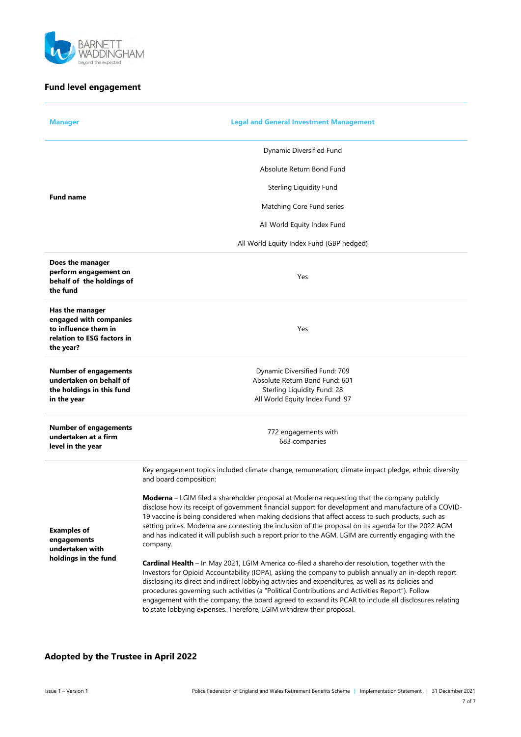## Fund level engagement

| Manager | Legal and General Investment Management |
|---|---|
| **Fund name** | Dynamic Diversified Fund<br>Absolute Return Bond Fund<br>Sterling Liquidity Fund<br>Matching Core Fund series<br>All World Equity Index Fund<br>All World Equity Index Fund (GBP hedged) |
| **Does the manager perform engagement on behalf of the holdings of the fund** | Yes |
| **Has the manager engaged with companies to influence them in relation to ESG factors in the year?** | Yes |
| **Number of engagements undertaken on behalf of the holdings in this fund in the year** | Dynamic Diversified Fund: 709<br>Absolute Return Bond Fund: 601<br>Sterling Liquidity Fund: 28<br>All World Equity Index Fund: 97 |
| **Number of engagements undertaken at a firm level in the year** | 772 engagements with 683 companies |
| **Examples of engagements undertaken with holdings in the fund** | Key engagement topics included climate change, remuneration, climate impact pledge, ethnic diversity and board composition:<br><br>**Moderna** – LGIM filed a shareholder proposal at Moderna requesting that the company publicly disclose how its receipt of government financial support for development and manufacture of a COVID-19 vaccine is being considered when making decisions that affect access to such products, such as setting prices. Moderna are contesting the inclusion of the proposal on its agenda for the 2022 AGM and has indicated it will publish such a report prior to the AGM. LGIM are currently engaging with the company.<br><br>**Cardinal Health** – In May 2021, LGIM America co-filed a shareholder resolution, together with the Investors for Opioid Accountability (IOPA), asking the company to publish annually an in-depth report disclosing its direct and indirect lobbying activities and expenditures, as well as its policies and procedures governing such activities (a "Political Contributions and Activities Report"). Follow engagement with the company, the board agreed to expand its PCAR to include all disclosures relating to state lobbying expenses. Therefore, LGIM withdrew their proposal. |

## Adopted by the Trustee in April 2022